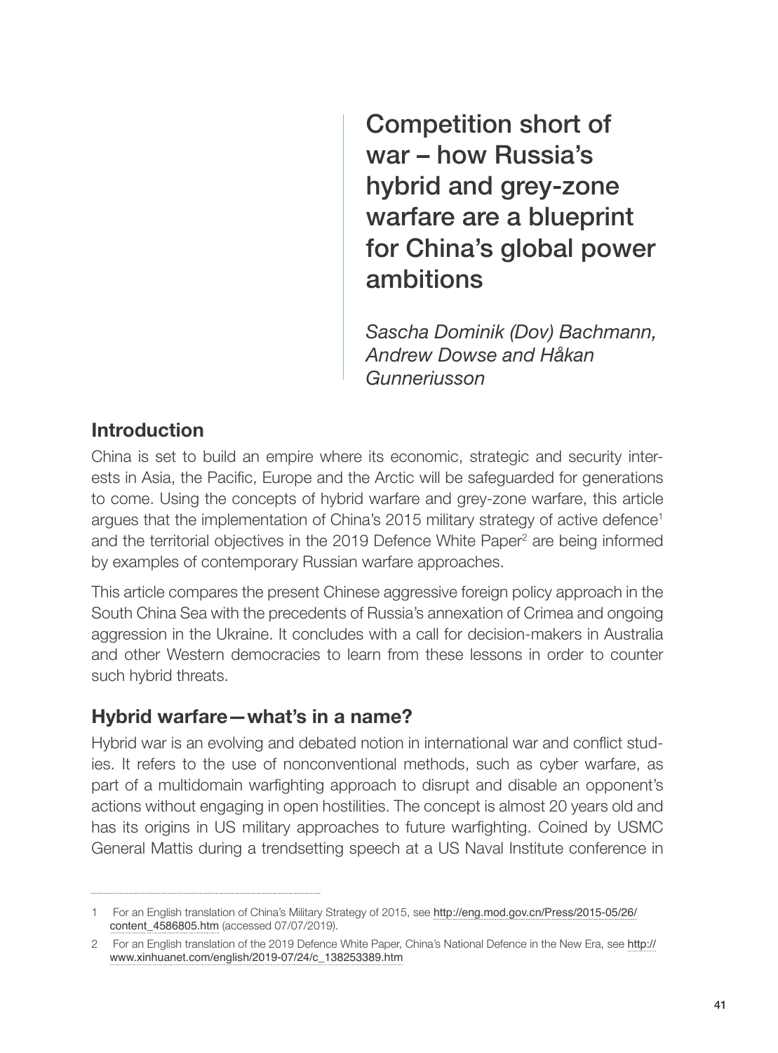# Competition short of war – how Russia's hybrid and grey-zone warfare are a blueprint for China's global power ambitions

*Sascha Dominik (Dov) Bachmann, Andrew Dowse and Håkan Gunneriusson*

## Introduction

China is set to build an empire where its economic, strategic and security interests in Asia, the Pacific, Europe and the Arctic will be safeguarded for generations to come. Using the concepts of hybrid warfare and grey-zone warfare, this article argues that the implementation of China's 2015 military strategy of active defence[1] and the territorial objectives in the 2019 Defence White Paper[2] are being informed by examples of contemporary Russian warfare approaches.

This article compares the present Chinese aggressive foreign policy approach in the South China Sea with the precedents of Russia's annexation of Crimea and ongoing aggression in the Ukraine. It concludes with a call for decision-makers in Australia and other Western democracies to learn from these lessons in order to counter such hybrid threats.

## Hybrid warfare—what's in a name?

Hybrid war is an evolving and debated notion in international war and conflict studies. It refers to the use of nonconventional methods, such as cyber warfare, as part of a multidomain warfighting approach to disrupt and disable an opponent's actions without engaging in open hostilities. The concept is almost 20 years old and has its origins in US military approaches to future warfighting. Coined by USMC General Mattis during a trendsetting speech at a US Naval Institute conference in

---

1 For an English translation of China's Military Strategy of 2015, see http://eng.mod.gov.cn/Press/2015-05/26/content_4586805.htm (accessed 07/07/2019).

2 For an English translation of the 2019 Defence White Paper, China's National Defence in the New Era, see http://www.xinhuanet.com/english/2019-07/24/c_138253389.htm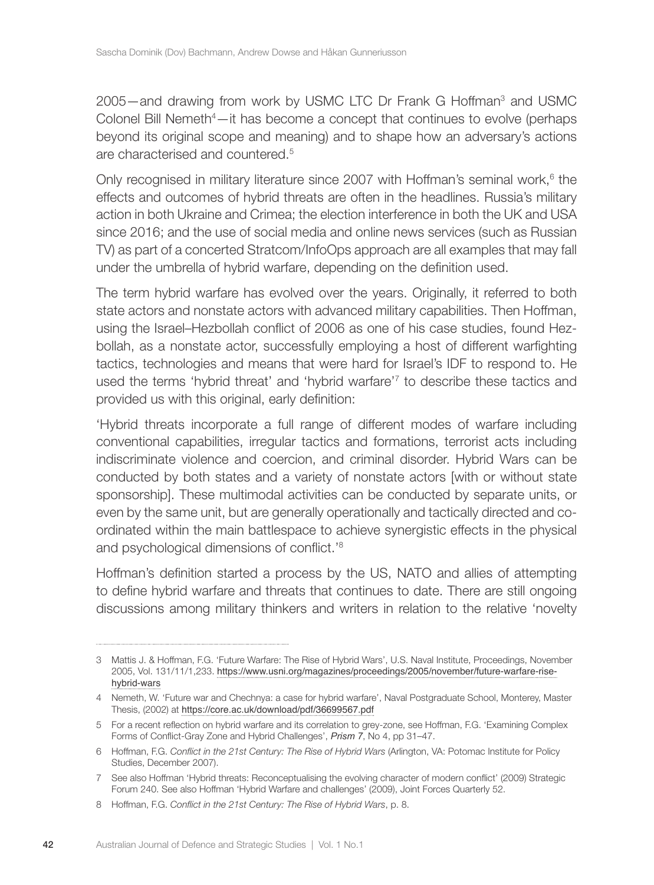2005—and drawing from work by USMC LTC Dr Frank G Hoffman[3] and USMC Colonel Bill Nemeth[4]—it has become a concept that continues to evolve (perhaps beyond its original scope and meaning) and to shape how an adversary's actions are characterised and countered.[5]

Only recognised in military literature since 2007 with Hoffman's seminal work,[6] the effects and outcomes of hybrid threats are often in the headlines. Russia's military action in both Ukraine and Crimea; the election interference in both the UK and USA since 2016; and the use of social media and online news services (such as Russian TV) as part of a concerted Stratcom/InfoOps approach are all examples that may fall under the umbrella of hybrid warfare, depending on the definition used.

The term hybrid warfare has evolved over the years. Originally, it referred to both state actors and nonstate actors with advanced military capabilities. Then Hoffman, using the Israel–Hezbollah conflict of 2006 as one of his case studies, found Hezbollah, as a nonstate actor, successfully employing a host of different warfighting tactics, technologies and means that were hard for Israel's IDF to respond to. He used the terms 'hybrid threat' and 'hybrid warfare'[7] to describe these tactics and provided us with this original, early definition:

'Hybrid threats incorporate a full range of different modes of warfare including conventional capabilities, irregular tactics and formations, terrorist acts including indiscriminate violence and coercion, and criminal disorder. Hybrid Wars can be conducted by both states and a variety of nonstate actors [with or without state sponsorship]. These multimodal activities can be conducted by separate units, or even by the same unit, but are generally operationally and tactically directed and co-ordinated within the main battlespace to achieve synergistic effects in the physical and psychological dimensions of conflict.'[8]

Hoffman's definition started a process by the US, NATO and allies of attempting to define hybrid warfare and threats that continues to date. There are still ongoing discussions among military thinkers and writers in relation to the relative 'novelty

---

3 Mattis J. & Hoffman, F.G. 'Future Warfare: The Rise of Hybrid Wars', U.S. Naval Institute, Proceedings, November 2005, Vol. 131/11/1,233. https://www.usni.org/magazines/proceedings/2005/november/future-warfare-rise-hybrid-wars

4 Nemeth, W. 'Future war and Chechnya: a case for hybrid warfare', Naval Postgraduate School, Monterey, Master Thesis, (2002) at https://core.ac.uk/download/pdf/36699567.pdf

5 For a recent reflection on hybrid warfare and its correlation to grey-zone, see Hoffman, F.G. 'Examining Complex Forms of Conflict-Gray Zone and Hybrid Challenges', *Prism* 7, No 4, pp 31–47.

6 Hoffman, F.G. *Conflict in the 21st Century: The Rise of Hybrid Wars* (Arlington, VA: Potomac Institute for Policy Studies, December 2007).

7 See also Hoffman 'Hybrid threats: Reconceptualising the evolving character of modern conflict' (2009) Strategic Forum 240. See also Hoffman 'Hybrid Warfare and challenges' (2009), Joint Forces Quarterly 52.

8 Hoffman, F.G. *Conflict in the 21st Century: The Rise of Hybrid Wars*, p. 8.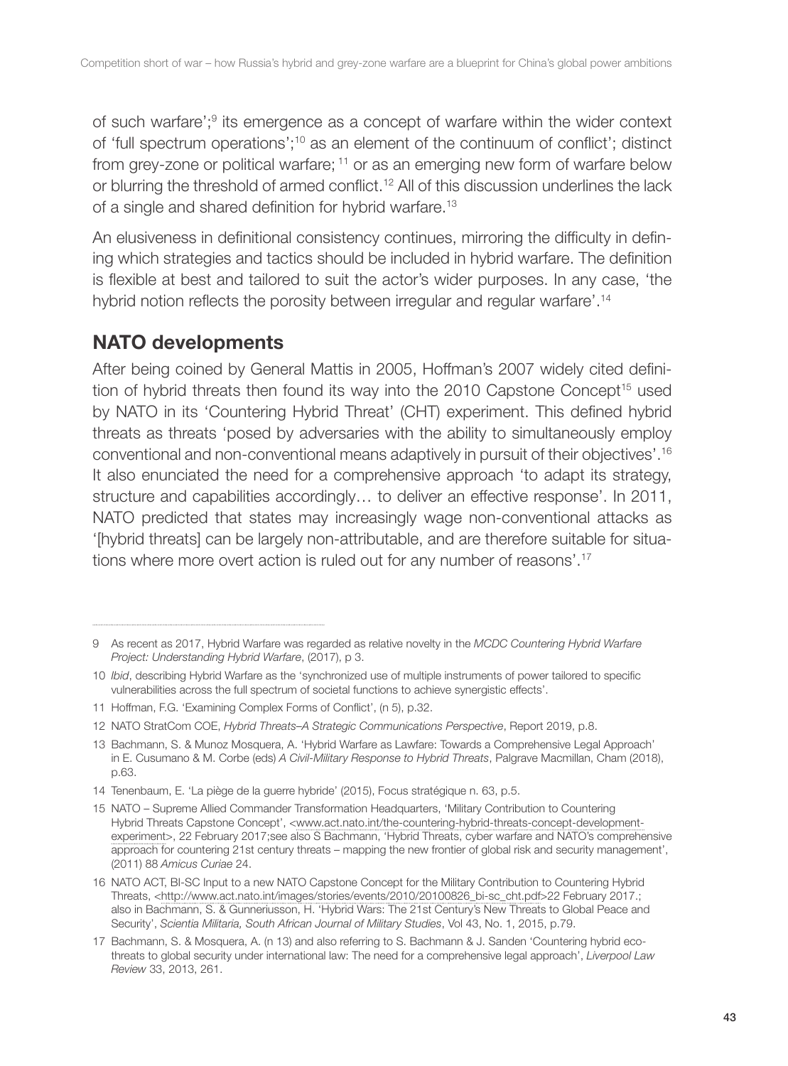of such warfare';[9] its emergence as a concept of warfare within the wider context of 'full spectrum operations';[10] as an element of the continuum of conflict'; distinct from grey-zone or political warfare; [11] or as an emerging new form of warfare below or blurring the threshold of armed conflict.[12] All of this discussion underlines the lack of a single and shared definition for hybrid warfare.[13]

An elusiveness in definitional consistency continues, mirroring the difficulty in defining which strategies and tactics should be included in hybrid warfare. The definition is flexible at best and tailored to suit the actor's wider purposes. In any case, 'the hybrid notion reflects the porosity between irregular and regular warfare'.[14]

## NATO developments

After being coined by General Mattis in 2005, Hoffman's 2007 widely cited definition of hybrid threats then found its way into the 2010 Capstone Concept[15] used by NATO in its 'Countering Hybrid Threat' (CHT) experiment. This defined hybrid threats as threats 'posed by adversaries with the ability to simultaneously employ conventional and non-conventional means adaptively in pursuit of their objectives'.[16] It also enunciated the need for a comprehensive approach 'to adapt its strategy, structure and capabilities accordingly… to deliver an effective response'. In 2011, NATO predicted that states may increasingly wage non-conventional attacks as '[hybrid threats] can be largely non-attributable, and are therefore suitable for situations where more overt action is ruled out for any number of reasons'.[17]

---

9 As recent as 2017, Hybrid Warfare was regarded as relative novelty in the *MCDC Countering Hybrid Warfare Project: Understanding Hybrid Warfare*, (2017), p 3.

10 *Ibid*, describing Hybrid Warfare as the 'synchronized use of multiple instruments of power tailored to specific vulnerabilities across the full spectrum of societal functions to achieve synergistic effects'.

11 Hoffman, F.G. 'Examining Complex Forms of Conflict', (n 5), p.32.

12 NATO StratCom COE, *Hybrid Threats–A Strategic Communications Perspective*, Report 2019, p.8.

13 Bachmann, S. & Munoz Mosquera, A. 'Hybrid Warfare as Lawfare: Towards a Comprehensive Legal Approach' in E. Cusumano & M. Corbe (eds) *A Civil-Military Response to Hybrid Threats*, Palgrave Macmillan, Cham (2018), p.63.

14 Tenenbaum, E. 'La piège de la guerre hybride' (2015), Focus stratégique n. 63, p.5.

15 NATO – Supreme Allied Commander Transformation Headquarters, 'Military Contribution to Countering Hybrid Threats Capstone Concept', <www.act.nato.int/the-countering-hybrid-threats-concept-development-experiment>, 22 February 2017;see also S Bachmann, 'Hybrid Threats, cyber warfare and NATO's comprehensive approach for countering 21st century threats – mapping the new frontier of global risk and security management', (2011) 88 *Amicus Curiae* 24.

16 NATO ACT, BI-SC Input to a new NATO Capstone Concept for the Military Contribution to Countering Hybrid Threats, <http://www.act.nato.int/images/stories/events/2010/20100826_bi-sc_cht.pdf>22 February 2017.; also in Bachmann, S. & Gunneriusson, H. 'Hybrid Wars: The 21st Century's New Threats to Global Peace and Security', *Scientia Militaria, South African Journal of Military Studies*, Vol 43, No. 1, 2015, p.79.

17 Bachmann, S. & Mosquera, A. (n 13) and also referring to S. Bachmann & J. Sanden 'Countering hybrid eco-threats to global security under international law: The need for a comprehensive legal approach', *Liverpool Law Review* 33, 2013, 261.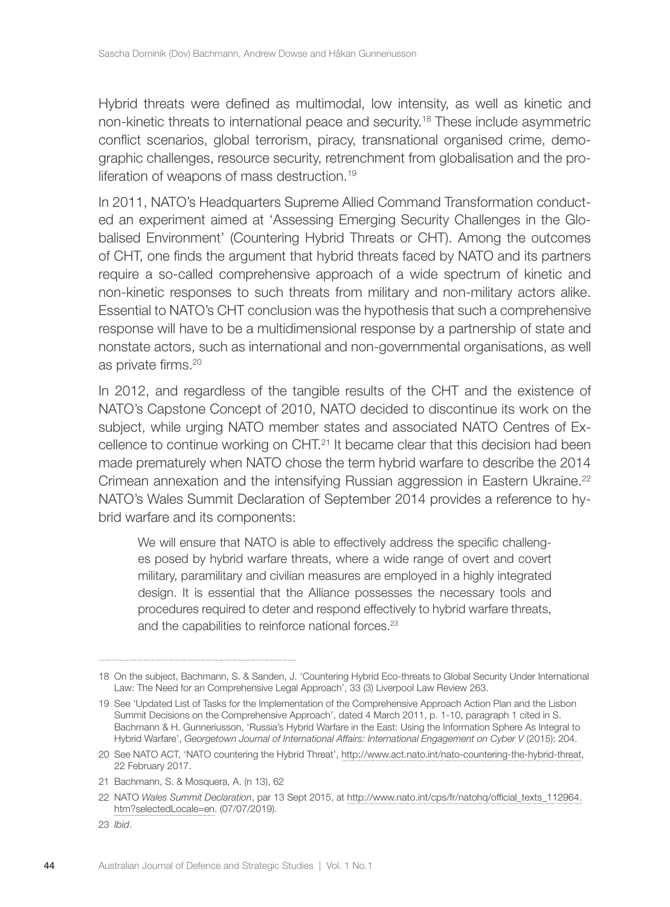Hybrid threats were defined as multimodal, low intensity, as well as kinetic and non-kinetic threats to international peace and security.[18] These include asymmetric conflict scenarios, global terrorism, piracy, transnational organised crime, demographic challenges, resource security, retrenchment from globalisation and the proliferation of weapons of mass destruction.[19]

In 2011, NATO's Headquarters Supreme Allied Command Transformation conducted an experiment aimed at 'Assessing Emerging Security Challenges in the Globalised Environment' (Countering Hybrid Threats or CHT). Among the outcomes of CHT, one finds the argument that hybrid threats faced by NATO and its partners require a so-called comprehensive approach of a wide spectrum of kinetic and non-kinetic responses to such threats from military and non-military actors alike. Essential to NATO's CHT conclusion was the hypothesis that such a comprehensive response will have to be a multidimensional response by a partnership of state and nonstate actors, such as international and non-governmental organisations, as well as private firms.[20]

In 2012, and regardless of the tangible results of the CHT and the existence of NATO's Capstone Concept of 2010, NATO decided to discontinue its work on the subject, while urging NATO member states and associated NATO Centres of Excellence to continue working on CHT.[21] It became clear that this decision had been made prematurely when NATO chose the term hybrid warfare to describe the 2014 Crimean annexation and the intensifying Russian aggression in Eastern Ukraine.[22] NATO's Wales Summit Declaration of September 2014 provides a reference to hybrid warfare and its components:

> We will ensure that NATO is able to effectively address the specific challenges posed by hybrid warfare threats, where a wide range of overt and covert military, paramilitary and civilian measures are employed in a highly integrated design. It is essential that the Alliance possesses the necessary tools and procedures required to deter and respond effectively to hybrid warfare threats, and the capabilities to reinforce national forces.[23]

---

18 On the subject, Bachmann, S. & Sanden, J. 'Countering Hybrid Eco-threats to Global Security Under International Law: The Need for an Comprehensive Legal Approach', 33 (3) Liverpool Law Review 263.

19 See 'Updated List of Tasks for the Implementation of the Comprehensive Approach Action Plan and the Lisbon Summit Decisions on the Comprehensive Approach', dated 4 March 2011, p. 1-10, paragraph 1 cited in S. Bachmann & H. Gunneriusson, 'Russia's Hybrid Warfare in the East: Using the Information Sphere As Integral to Hybrid Warfare', *Georgetown Journal of International Affairs: International Engagement on Cyber V* (2015): 204.

20 See NATO ACT, 'NATO countering the Hybrid Threat', http://www.act.nato.int/nato-countering-the-hybrid-threat, 22 February 2017.

21 Bachmann, S. & Mosquera, A. (n 13), 62

22 NATO *Wales Summit Declaration*, par 13 Sept 2015, at http://www.nato.int/cps/fr/natohq/official_texts_112964.htm?selectedLocale=en. (07/07/2019).

23 *Ibid*.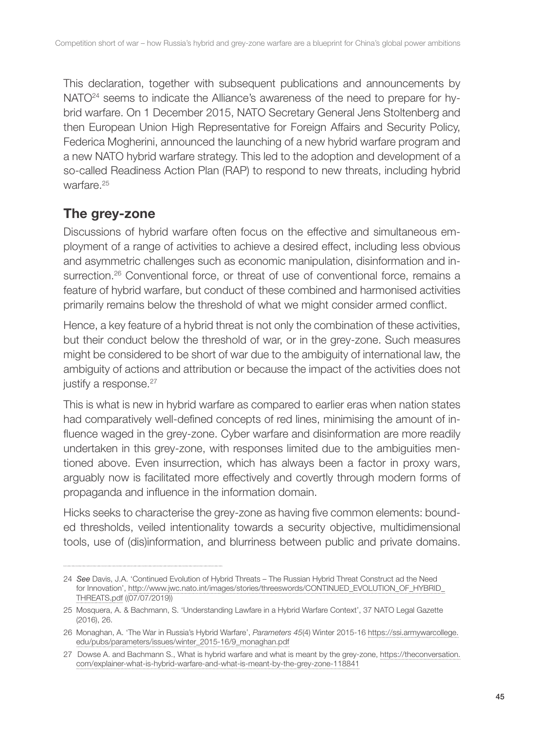This declaration, together with subsequent publications and announcements by NATO[24] seems to indicate the Alliance's awareness of the need to prepare for hybrid warfare. On 1 December 2015, NATO Secretary General Jens Stoltenberg and then European Union High Representative for Foreign Affairs and Security Policy, Federica Mogherini, announced the launching of a new hybrid warfare program and a new NATO hybrid warfare strategy. This led to the adoption and development of a so-called Readiness Action Plan (RAP) to respond to new threats, including hybrid warfare.[25]

## The grey-zone

Discussions of hybrid warfare often focus on the effective and simultaneous employment of a range of activities to achieve a desired effect, including less obvious and asymmetric challenges such as economic manipulation, disinformation and insurrection.[26] Conventional force, or threat of use of conventional force, remains a feature of hybrid warfare, but conduct of these combined and harmonised activities primarily remains below the threshold of what we might consider armed conflict.

Hence, a key feature of a hybrid threat is not only the combination of these activities, but their conduct below the threshold of war, or in the grey-zone. Such measures might be considered to be short of war due to the ambiguity of international law, the ambiguity of actions and attribution or because the impact of the activities does not justify a response.[27]

This is what is new in hybrid warfare as compared to earlier eras when nation states had comparatively well-defined concepts of red lines, minimising the amount of influence waged in the grey-zone. Cyber warfare and disinformation are more readily undertaken in this grey-zone, with responses limited due to the ambiguities mentioned above. Even insurrection, which has always been a factor in proxy wars, arguably now is facilitated more effectively and covertly through modern forms of propaganda and influence in the information domain.

Hicks seeks to characterise the grey-zone as having five common elements: bounded thresholds, veiled intentionality towards a security objective, multidimensional tools, use of (dis)information, and blurriness between public and private domains.

---

24 *See* Davis, J.A. 'Continued Evolution of Hybrid Threats – The Russian Hybrid Threat Construct ad the Need for Innovation', http://www.jwc.nato.int/images/stories/threeswords/CONTINUED_EVOLUTION_OF_HYBRID_THREATS.pdf ((07/07/2019))

25 Mosquera, A. & Bachmann, S. 'Understanding Lawfare in a Hybrid Warfare Context', 37 NATO Legal Gazette (2016), 26.

26 Monaghan, A. 'The War in Russia's Hybrid Warfare', *Parameters 45*(4) Winter 2015-16 https://ssi.armywarcollege.edu/pubs/parameters/issues/winter_2015-16/9_monaghan.pdf

27 Dowse A. and Bachmann S., What is hybrid warfare and what is meant by the grey-zone, https://theconversation.com/explainer-what-is-hybrid-warfare-and-what-is-meant-by-the-grey-zone-118841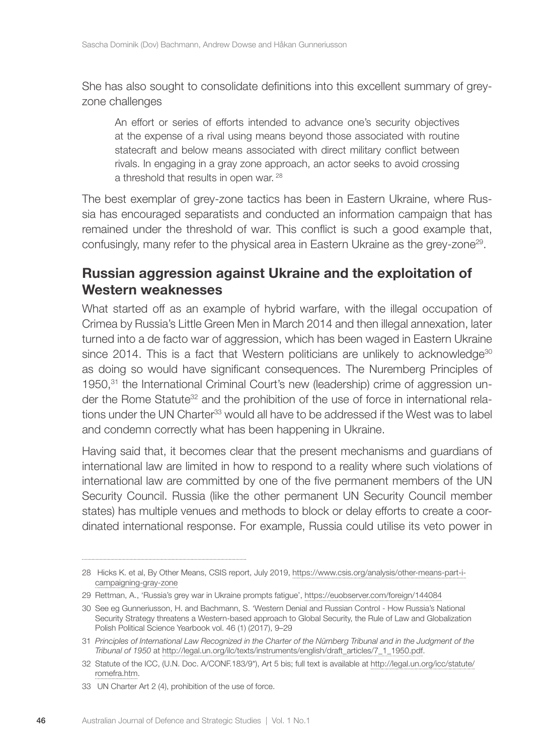She has also sought to consolidate definitions into this excellent summary of grey-zone challenges

> An effort or series of efforts intended to advance one's security objectives at the expense of a rival using means beyond those associated with routine statecraft and below means associated with direct military conflict between rivals. In engaging in a gray zone approach, an actor seeks to avoid crossing a threshold that results in open war. [28]

The best exemplar of grey-zone tactics has been in Eastern Ukraine, where Russia has encouraged separatists and conducted an information campaign that has remained under the threshold of war. This conflict is such a good example that, confusingly, many refer to the physical area in Eastern Ukraine as the grey-zone[29].

## Russian aggression against Ukraine and the exploitation of Western weaknesses

What started off as an example of hybrid warfare, with the illegal occupation of Crimea by Russia's Little Green Men in March 2014 and then illegal annexation, later turned into a de facto war of aggression, which has been waged in Eastern Ukraine since 2014. This is a fact that Western politicians are unlikely to acknowledge[30] as doing so would have significant consequences. The Nuremberg Principles of 1950,[31] the International Criminal Court's new (leadership) crime of aggression under the Rome Statute[32] and the prohibition of the use of force in international relations under the UN Charter[33] would all have to be addressed if the West was to label and condemn correctly what has been happening in Ukraine.

Having said that, it becomes clear that the present mechanisms and guardians of international law are limited in how to respond to a reality where such violations of international law are committed by one of the five permanent members of the UN Security Council. Russia (like the other permanent UN Security Council member states) has multiple venues and methods to block or delay efforts to create a coordinated international response. For example, Russia could utilise its veto power in

---

28 Hicks K. et al, By Other Means, CSIS report, July 2019, https://www.csis.org/analysis/other-means-part-i-campaigning-gray-zone

29 Rettman, A., 'Russia's grey war in Ukraine prompts fatigue', https://euobserver.com/foreign/144084

30 See eg Gunneriusson, H. and Bachmann, S. 'Western Denial and Russian Control - How Russia's National Security Strategy threatens a Western-based approach to Global Security, the Rule of Law and Globalization Polish Political Science Yearbook vol. 46 (1) (2017), 9–29

31 *Principles of International Law Recognized in the Charter of the Nürnberg Tribunal and in the Judgment of the Tribunal of 1950* at http://legal.un.org/ilc/texts/instruments/english/draft_articles/7_1_1950.pdf.

32 Statute of the ICC, (U.N. Doc. A/CONF.183/9*), Art 5 bis; full text is available at http://legal.un.org/icc/statute/romefra.htm.

33 UN Charter Art 2 (4), prohibition of the use of force.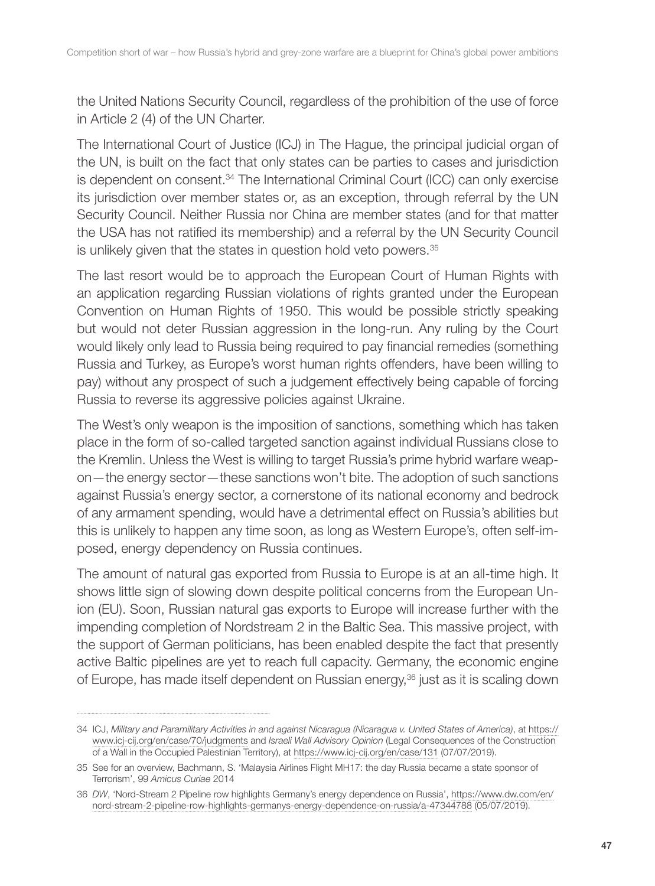the United Nations Security Council, regardless of the prohibition of the use of force in Article 2 (4) of the UN Charter.

The International Court of Justice (ICJ) in The Hague, the principal judicial organ of the UN, is built on the fact that only states can be parties to cases and jurisdiction is dependent on consent.[34] The International Criminal Court (ICC) can only exercise its jurisdiction over member states or, as an exception, through referral by the UN Security Council. Neither Russia nor China are member states (and for that matter the USA has not ratified its membership) and a referral by the UN Security Council is unlikely given that the states in question hold veto powers.[35]

The last resort would be to approach the European Court of Human Rights with an application regarding Russian violations of rights granted under the European Convention on Human Rights of 1950. This would be possible strictly speaking but would not deter Russian aggression in the long-run. Any ruling by the Court would likely only lead to Russia being required to pay financial remedies (something Russia and Turkey, as Europe's worst human rights offenders, have been willing to pay) without any prospect of such a judgement effectively being capable of forcing Russia to reverse its aggressive policies against Ukraine.

The West's only weapon is the imposition of sanctions, something which has taken place in the form of so-called targeted sanction against individual Russians close to the Kremlin. Unless the West is willing to target Russia's prime hybrid warfare weapon—the energy sector—these sanctions won't bite. The adoption of such sanctions against Russia's energy sector, a cornerstone of its national economy and bedrock of any armament spending, would have a detrimental effect on Russia's abilities but this is unlikely to happen any time soon, as long as Western Europe's, often self-imposed, energy dependency on Russia continues.

The amount of natural gas exported from Russia to Europe is at an all-time high. It shows little sign of slowing down despite political concerns from the European Union (EU). Soon, Russian natural gas exports to Europe will increase further with the impending completion of Nordstream 2 in the Baltic Sea. This massive project, with the support of German politicians, has been enabled despite the fact that presently active Baltic pipelines are yet to reach full capacity. Germany, the economic engine of Europe, has made itself dependent on Russian energy,[36] just as it is scaling down

---

34 ICJ, *Military and Paramilitary Activities in and against Nicaragua (Nicaragua v. United States of America)*, at https://www.icj-cij.org/en/case/70/judgments and *Israeli Wall Advisory Opinion* (Legal Consequences of the Construction of a Wall in the Occupied Palestinian Territory), at https://www.icj-cij.org/en/case/131 (07/07/2019).

35 See for an overview, Bachmann, S. 'Malaysia Airlines Flight MH17: the day Russia became a state sponsor of Terrorism', 99 *Amicus Curiae* 2014

36 *DW*, 'Nord-Stream 2 Pipeline row highlights Germany's energy dependence on Russia', https://www.dw.com/en/nord-stream-2-pipeline-row-highlights-germanys-energy-dependence-on-russia/a-47344788 (05/07/2019).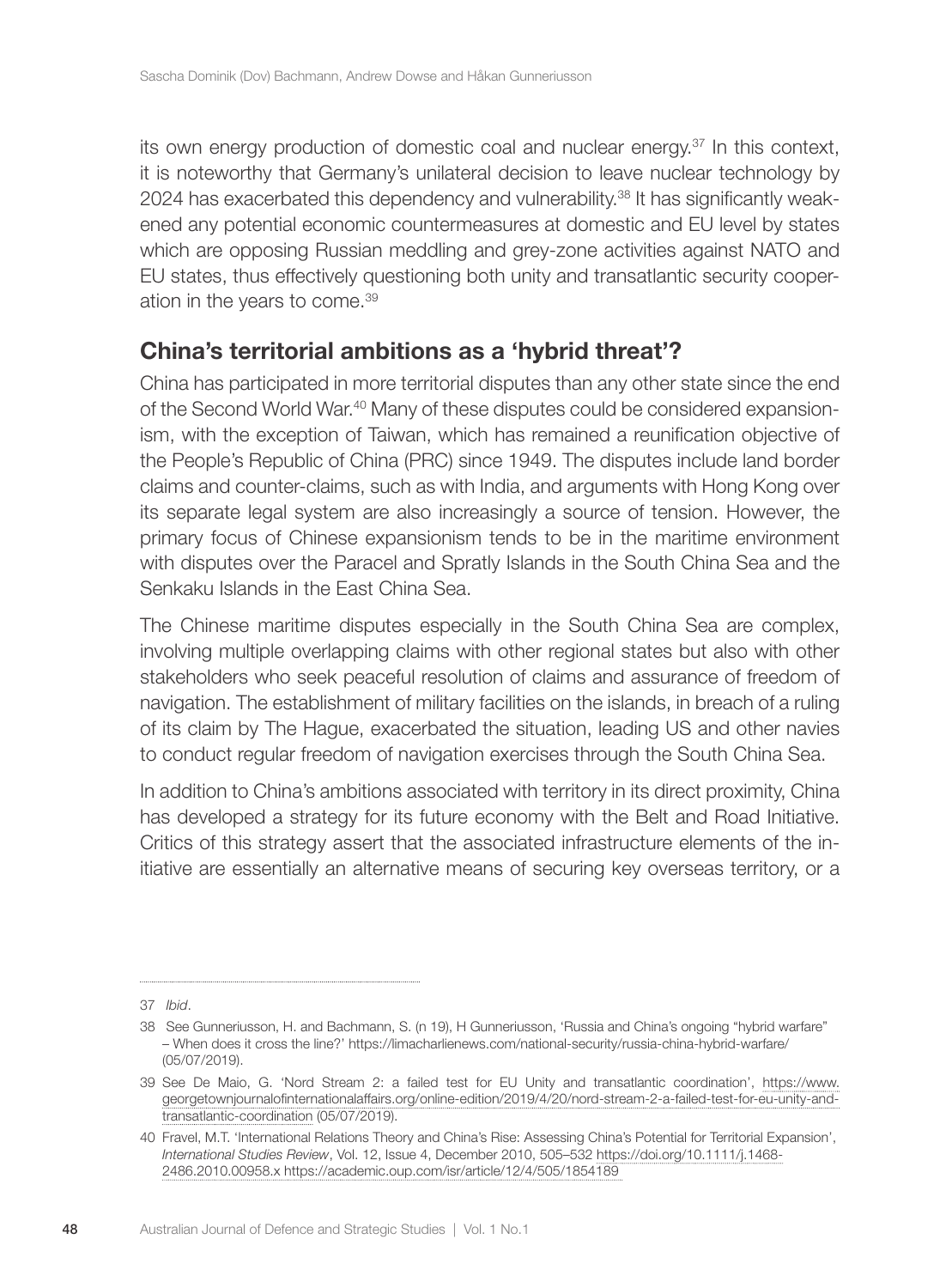its own energy production of domestic coal and nuclear energy.[37] In this context, it is noteworthy that Germany's unilateral decision to leave nuclear technology by 2024 has exacerbated this dependency and vulnerability.[38] It has significantly weakened any potential economic countermeasures at domestic and EU level by states which are opposing Russian meddling and grey-zone activities against NATO and EU states, thus effectively questioning both unity and transatlantic security cooperation in the years to come.[39]

## China's territorial ambitions as a 'hybrid threat'?

China has participated in more territorial disputes than any other state since the end of the Second World War.[40] Many of these disputes could be considered expansionism, with the exception of Taiwan, which has remained a reunification objective of the People's Republic of China (PRC) since 1949. The disputes include land border claims and counter-claims, such as with India, and arguments with Hong Kong over its separate legal system are also increasingly a source of tension. However, the primary focus of Chinese expansionism tends to be in the maritime environment with disputes over the Paracel and Spratly Islands in the South China Sea and the Senkaku Islands in the East China Sea.

The Chinese maritime disputes especially in the South China Sea are complex, involving multiple overlapping claims with other regional states but also with other stakeholders who seek peaceful resolution of claims and assurance of freedom of navigation. The establishment of military facilities on the islands, in breach of a ruling of its claim by The Hague, exacerbated the situation, leading US and other navies to conduct regular freedom of navigation exercises through the South China Sea.

In addition to China's ambitions associated with territory in its direct proximity, China has developed a strategy for its future economy with the Belt and Road Initiative. Critics of this strategy assert that the associated infrastructure elements of the initiative are essentially an alternative means of securing key overseas territory, or a

---

37 *Ibid*.

38 See Gunneriusson, H. and Bachmann, S. (n 19), H Gunneriusson, 'Russia and China's ongoing "hybrid warfare" – When does it cross the line?' https://limacharlienews.com/national-security/russia-china-hybrid-warfare/ (05/07/2019).

39 See De Maio, G. 'Nord Stream 2: a failed test for EU Unity and transatlantic coordination', https://www.georgetownjournalofinternationalaffairs.org/online-edition/2019/4/20/nord-stream-2-a-failed-test-for-eu-unity-and-transatlantic-coordination (05/07/2019).

40 Fravel, M.T. 'International Relations Theory and China's Rise: Assessing China's Potential for Territorial Expansion', *International Studies Review*, Vol. 12, Issue 4, December 2010, 505–532 https://doi.org/10.1111/j.1468-2486.2010.00958.x https://academic.oup.com/isr/article/12/4/505/1854189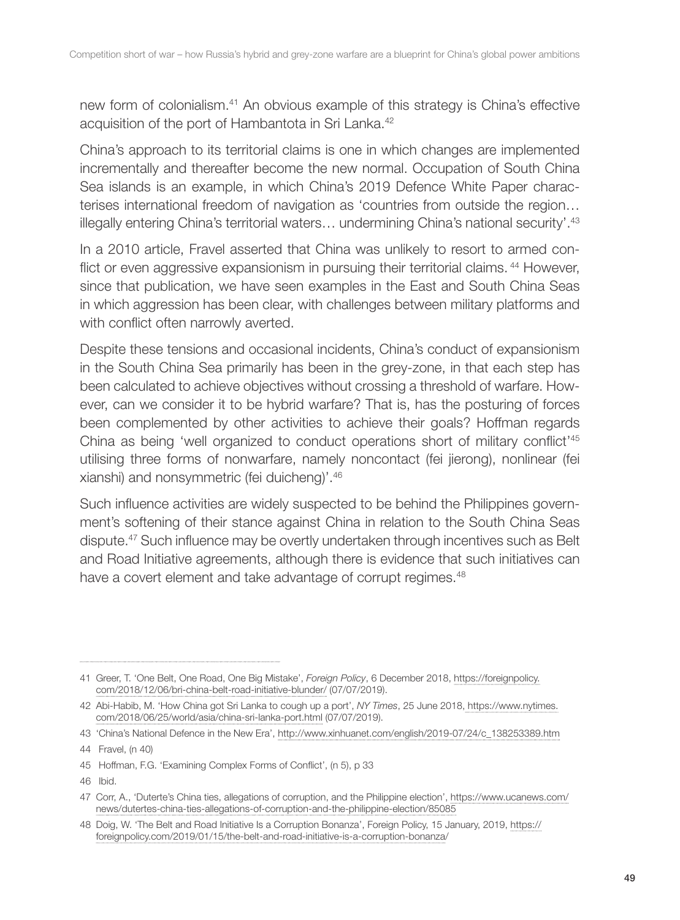new form of colonialism.[41] An obvious example of this strategy is China's effective acquisition of the port of Hambantota in Sri Lanka.[42]

China's approach to its territorial claims is one in which changes are implemented incrementally and thereafter become the new normal. Occupation of South China Sea islands is an example, in which China's 2019 Defence White Paper characterises international freedom of navigation as 'countries from outside the region… illegally entering China's territorial waters… undermining China's national security'.[43]

In a 2010 article, Fravel asserted that China was unlikely to resort to armed conflict or even aggressive expansionism in pursuing their territorial claims.[44] However, since that publication, we have seen examples in the East and South China Seas in which aggression has been clear, with challenges between military platforms and with conflict often narrowly averted.

Despite these tensions and occasional incidents, China's conduct of expansionism in the South China Sea primarily has been in the grey-zone, in that each step has been calculated to achieve objectives without crossing a threshold of warfare. However, can we consider it to be hybrid warfare? That is, has the posturing of forces been complemented by other activities to achieve their goals? Hoffman regards China as being 'well organized to conduct operations short of military conflict'[45] utilising three forms of nonwarfare, namely noncontact (fei jierong), nonlinear (fei xianshi) and nonsymmetric (fei duicheng)'.[46]

Such influence activities are widely suspected to be behind the Philippines government's softening of their stance against China in relation to the South China Seas dispute.[47] Such influence may be overtly undertaken through incentives such as Belt and Road Initiative agreements, although there is evidence that such initiatives can have a covert element and take advantage of corrupt regimes.[48]

---

41 Greer, T. 'One Belt, One Road, One Big Mistake', *Foreign Policy*, 6 December 2018, https://foreignpolicy.com/2018/12/06/bri-china-belt-road-initiative-blunder/ (07/07/2019).

42 Abi-Habib, M. 'How China got Sri Lanka to cough up a port', *NY Times*, 25 June 2018, https://www.nytimes.com/2018/06/25/world/asia/china-sri-lanka-port.html (07/07/2019).

43 'China's National Defence in the New Era', http://www.xinhuanet.com/english/2019-07/24/c_138253389.htm

44 Fravel, (n 40)

45 Hoffman, F.G. 'Examining Complex Forms of Conflict', (n 5), p 33

46 Ibid.

47 Corr, A., 'Duterte's China ties, allegations of corruption, and the Philippine election', https://www.ucanews.com/news/dutertes-china-ties-allegations-of-corruption-and-the-philippine-election/85085

48 Doig, W. 'The Belt and Road Initiative Is a Corruption Bonanza', Foreign Policy, 15 January, 2019, https://foreignpolicy.com/2019/01/15/the-belt-and-road-initiative-is-a-corruption-bonanza/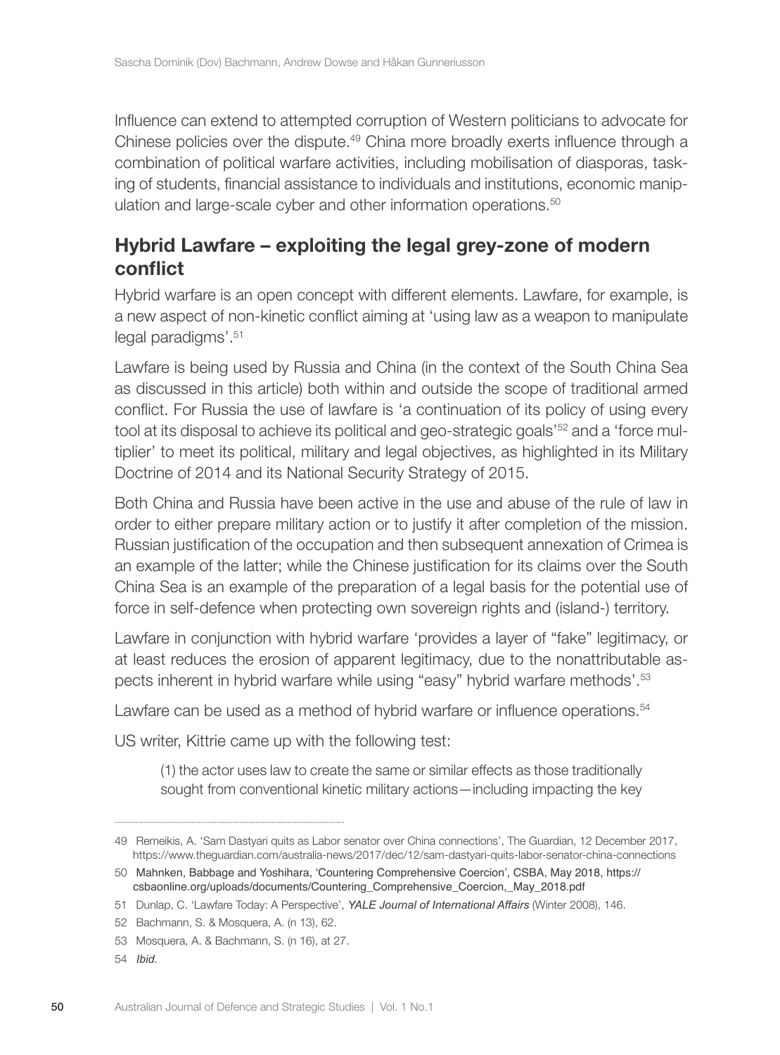Influence can extend to attempted corruption of Western politicians to advocate for Chinese policies over the dispute.[49] China more broadly exerts influence through a combination of political warfare activities, including mobilisation of diasporas, tasking of students, financial assistance to individuals and institutions, economic manipulation and large-scale cyber and other information operations.[50]

## Hybrid Lawfare – exploiting the legal grey-zone of modern conflict

Hybrid warfare is an open concept with different elements. Lawfare, for example, is a new aspect of non-kinetic conflict aiming at 'using law as a weapon to manipulate legal paradigms'.[51]

Lawfare is being used by Russia and China (in the context of the South China Sea as discussed in this article) both within and outside the scope of traditional armed conflict. For Russia the use of lawfare is 'a continuation of its policy of using every tool at its disposal to achieve its political and geo-strategic goals'[52] and a 'force multiplier' to meet its political, military and legal objectives, as highlighted in its Military Doctrine of 2014 and its National Security Strategy of 2015.

Both China and Russia have been active in the use and abuse of the rule of law in order to either prepare military action or to justify it after completion of the mission. Russian justification of the occupation and then subsequent annexation of Crimea is an example of the latter; while the Chinese justification for its claims over the South China Sea is an example of the preparation of a legal basis for the potential use of force in self-defence when protecting own sovereign rights and (island-) territory.

Lawfare in conjunction with hybrid warfare 'provides a layer of "fake" legitimacy, or at least reduces the erosion of apparent legitimacy, due to the nonattributable aspects inherent in hybrid warfare while using "easy" hybrid warfare methods'.[53]

Lawfare can be used as a method of hybrid warfare or influence operations.[54]

US writer, Kittrie came up with the following test:

> (1) the actor uses law to create the same or similar effects as those traditionally sought from conventional kinetic military actions—including impacting the key

---

49 Remeikis, A. 'Sam Dastyari quits as Labor senator over China connections', The Guardian, 12 December 2017, https://www.theguardian.com/australia-news/2017/dec/12/sam-dastyari-quits-labor-senator-china-connections

50 Mahnken, Babbage and Yoshihara, 'Countering Comprehensive Coercion', CSBA, May 2018, https://csbaonline.org/uploads/documents/Countering_Comprehensive_Coercion,_May_2018.pdf

51 Dunlap, C. 'Lawfare Today: A Perspective', *YALE Journal of International Affairs* (Winter 2008), 146.

52 Bachmann, S. & Mosquera, A. (n 13), 62.

53 Mosquera, A. & Bachmann, S. (n 16), at 27.

54 *Ibid.*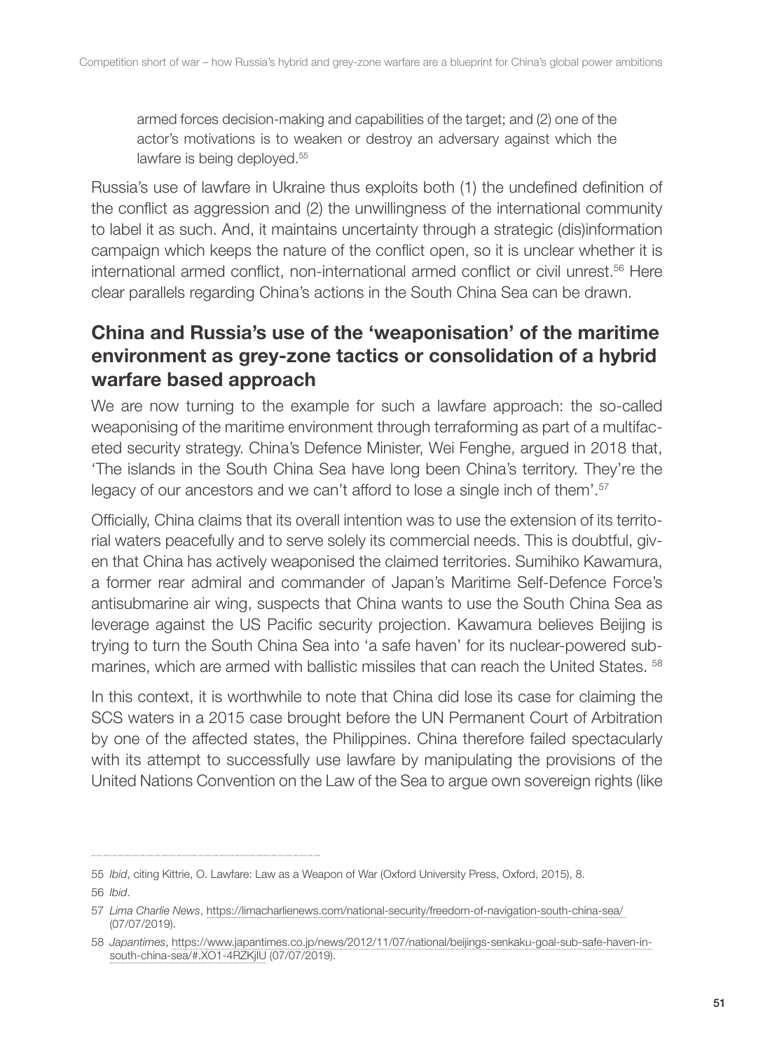armed forces decision-making and capabilities of the target; and (2) one of the actor's motivations is to weaken or destroy an adversary against which the lawfare is being deployed.[55]

Russia's use of lawfare in Ukraine thus exploits both (1) the undefined definition of the conflict as aggression and (2) the unwillingness of the international community to label it as such. And, it maintains uncertainty through a strategic (dis)information campaign which keeps the nature of the conflict open, so it is unclear whether it is international armed conflict, non-international armed conflict or civil unrest.[56] Here clear parallels regarding China's actions in the South China Sea can be drawn.

## China and Russia's use of the 'weaponisation' of the maritime environment as grey-zone tactics or consolidation of a hybrid warfare based approach

We are now turning to the example for such a lawfare approach: the so-called weaponising of the maritime environment through terraforming as part of a multifaceted security strategy. China's Defence Minister, Wei Fenghe, argued in 2018 that, 'The islands in the South China Sea have long been China's territory. They're the legacy of our ancestors and we can't afford to lose a single inch of them'.[57]

Officially, China claims that its overall intention was to use the extension of its territorial waters peacefully and to serve solely its commercial needs. This is doubtful, given that China has actively weaponised the claimed territories. Sumihiko Kawamura, a former rear admiral and commander of Japan's Maritime Self-Defence Force's antisubmarine air wing, suspects that China wants to use the South China Sea as leverage against the US Pacific security projection. Kawamura believes Beijing is trying to turn the South China Sea into 'a safe haven' for its nuclear-powered submarines, which are armed with ballistic missiles that can reach the United States.[58]

In this context, it is worthwhile to note that China did lose its case for claiming the SCS waters in a 2015 case brought before the UN Permanent Court of Arbitration by one of the affected states, the Philippines. China therefore failed spectacularly with its attempt to successfully use lawfare by manipulating the provisions of the United Nations Convention on the Law of the Sea to argue own sovereign rights (like

---

55 *Ibid*, citing Kittrie, O. Lawfare: Law as a Weapon of War (Oxford University Press, Oxford, 2015), 8.

56 *Ibid*.

57 *Lima Charlie News*, https://limacharlienews.com/national-security/freedom-of-navigation-south-china-sea/ (07/07/2019).

58 *Japantimes*, https://www.japantimes.co.jp/news/2012/11/07/national/beijings-senkaku-goal-sub-safe-haven-in-south-china-sea/#.XO1-4RZKjlU (07/07/2019).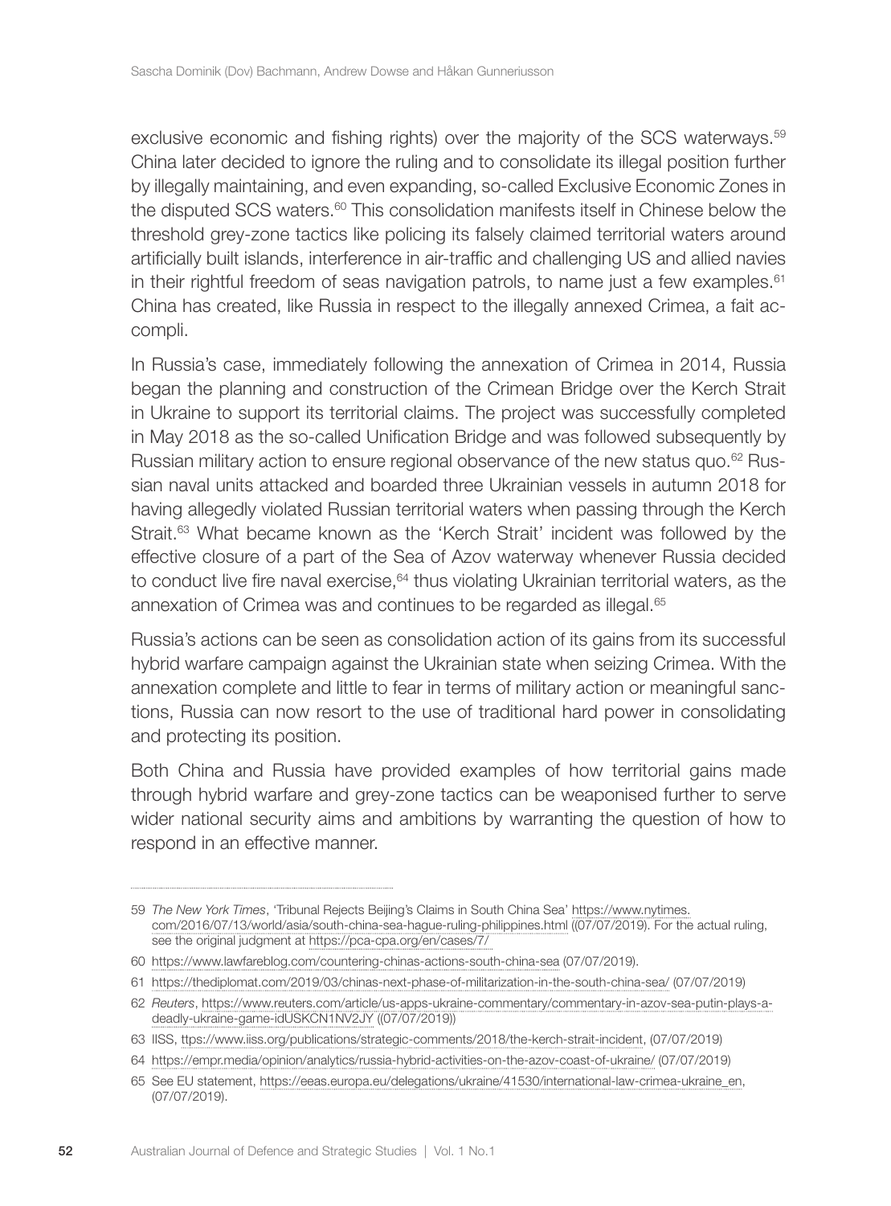exclusive economic and fishing rights) over the majority of the SCS waterways.[59] China later decided to ignore the ruling and to consolidate its illegal position further by illegally maintaining, and even expanding, so-called Exclusive Economic Zones in the disputed SCS waters.[60] This consolidation manifests itself in Chinese below the threshold grey-zone tactics like policing its falsely claimed territorial waters around artificially built islands, interference in air-traffic and challenging US and allied navies in their rightful freedom of seas navigation patrols, to name just a few examples.[61] China has created, like Russia in respect to the illegally annexed Crimea, a fait accompli.

In Russia's case, immediately following the annexation of Crimea in 2014, Russia began the planning and construction of the Crimean Bridge over the Kerch Strait in Ukraine to support its territorial claims. The project was successfully completed in May 2018 as the so-called Unification Bridge and was followed subsequently by Russian military action to ensure regional observance of the new status quo.[62] Russian naval units attacked and boarded three Ukrainian vessels in autumn 2018 for having allegedly violated Russian territorial waters when passing through the Kerch Strait.[63] What became known as the 'Kerch Strait' incident was followed by the effective closure of a part of the Sea of Azov waterway whenever Russia decided to conduct live fire naval exercise,[64] thus violating Ukrainian territorial waters, as the annexation of Crimea was and continues to be regarded as illegal.[65]

Russia's actions can be seen as consolidation action of its gains from its successful hybrid warfare campaign against the Ukrainian state when seizing Crimea. With the annexation complete and little to fear in terms of military action or meaningful sanctions, Russia can now resort to the use of traditional hard power in consolidating and protecting its position.

Both China and Russia have provided examples of how territorial gains made through hybrid warfare and grey-zone tactics can be weaponised further to serve wider national security aims and ambitions by warranting the question of how to respond in an effective manner.

---

59 *The New York Times*, 'Tribunal Rejects Beijing's Claims in South China Sea' https://www.nytimes.com/2016/07/13/world/asia/south-china-sea-hague-ruling-philippines.html ((07/07/2019). For the actual ruling, see the original judgment at https://pca-cpa.org/en/cases/7/

60 https://www.lawfareblog.com/countering-chinas-actions-south-china-sea (07/07/2019).

61 https://thediplomat.com/2019/03/chinas-next-phase-of-militarization-in-the-south-china-sea/ (07/07/2019)

62 *Reuters*, https://www.reuters.com/article/us-apps-ukraine-commentary/commentary-in-azov-sea-putin-plays-a-deadly-ukraine-game-idUSKCN1NV2JY ((07/07/2019))

63 IISS, ttps://www.iiss.org/publications/strategic-comments/2018/the-kerch-strait-incident, (07/07/2019)

64 https://empr.media/opinion/analytics/russia-hybrid-activities-on-the-azov-coast-of-ukraine/ (07/07/2019)

65 See EU statement, https://eeas.europa.eu/delegations/ukraine/41530/international-law-crimea-ukraine_en, (07/07/2019).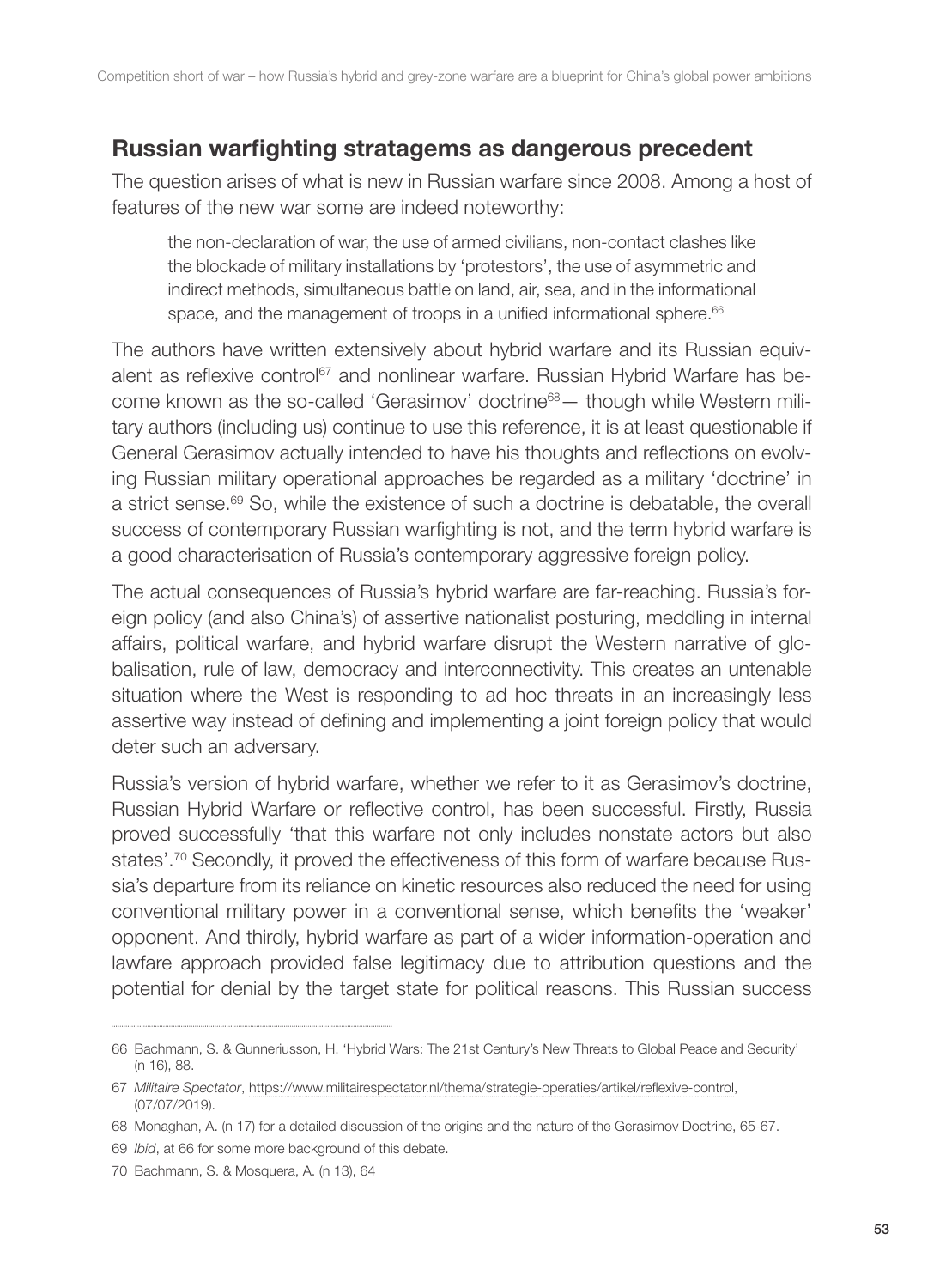## Russian warfighting stratagems as dangerous precedent

The question arises of what is new in Russian warfare since 2008. Among a host of features of the new war some are indeed noteworthy:

> the non-declaration of war, the use of armed civilians, non-contact clashes like the blockade of military installations by 'protestors', the use of asymmetric and indirect methods, simultaneous battle on land, air, sea, and in the informational space, and the management of troops in a unified informational sphere.[66]

The authors have written extensively about hybrid warfare and its Russian equivalent as reflexive control[67] and nonlinear warfare. Russian Hybrid Warfare has become known as the so-called 'Gerasimov' doctrine[68]— though while Western military authors (including us) continue to use this reference, it is at least questionable if General Gerasimov actually intended to have his thoughts and reflections on evolving Russian military operational approaches be regarded as a military 'doctrine' in a strict sense.[69] So, while the existence of such a doctrine is debatable, the overall success of contemporary Russian warfighting is not, and the term hybrid warfare is a good characterisation of Russia's contemporary aggressive foreign policy.

The actual consequences of Russia's hybrid warfare are far-reaching. Russia's foreign policy (and also China's) of assertive nationalist posturing, meddling in internal affairs, political warfare, and hybrid warfare disrupt the Western narrative of globalisation, rule of law, democracy and interconnectivity. This creates an untenable situation where the West is responding to ad hoc threats in an increasingly less assertive way instead of defining and implementing a joint foreign policy that would deter such an adversary.

Russia's version of hybrid warfare, whether we refer to it as Gerasimov's doctrine, Russian Hybrid Warfare or reflective control, has been successful. Firstly, Russia proved successfully 'that this warfare not only includes nonstate actors but also states'.[70] Secondly, it proved the effectiveness of this form of warfare because Russia's departure from its reliance on kinetic resources also reduced the need for using conventional military power in a conventional sense, which benefits the 'weaker' opponent. And thirdly, hybrid warfare as part of a wider information-operation and lawfare approach provided false legitimacy due to attribution questions and the potential for denial by the target state for political reasons. This Russian success

---

66 Bachmann, S. & Gunneriusson, H. 'Hybrid Wars: The 21st Century's New Threats to Global Peace and Security' (n 16), 88.

67 *Militaire Spectator*, https://www.militairespectator.nl/thema/strategie-operaties/artikel/reflexive-control, (07/07/2019).

68 Monaghan, A. (n 17) for a detailed discussion of the origins and the nature of the Gerasimov Doctrine, 65-67.

69 *Ibid*, at 66 for some more background of this debate.

70 Bachmann, S. & Mosquera, A. (n 13), 64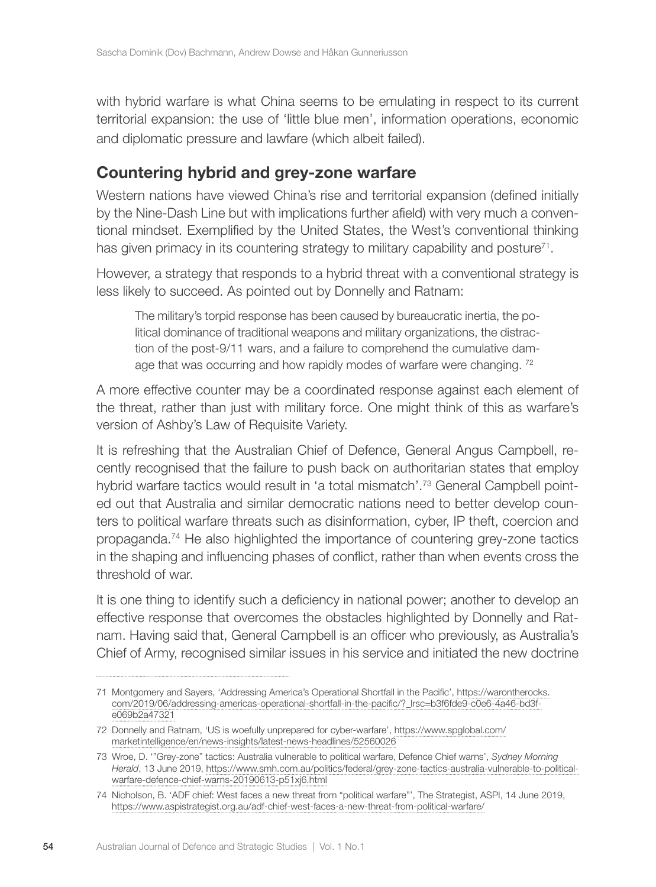with hybrid warfare is what China seems to be emulating in respect to its current territorial expansion: the use of 'little blue men', information operations, economic and diplomatic pressure and lawfare (which albeit failed).

## Countering hybrid and grey-zone warfare

Western nations have viewed China's rise and territorial expansion (defined initially by the Nine-Dash Line but with implications further afield) with very much a conventional mindset. Exemplified by the United States, the West's conventional thinking has given primacy in its countering strategy to military capability and posture[71].

However, a strategy that responds to a hybrid threat with a conventional strategy is less likely to succeed. As pointed out by Donnelly and Ratnam:

> The military's torpid response has been caused by bureaucratic inertia, the political dominance of traditional weapons and military organizations, the distraction of the post-9/11 wars, and a failure to comprehend the cumulative damage that was occurring and how rapidly modes of warfare were changing. [72]

A more effective counter may be a coordinated response against each element of the threat, rather than just with military force. One might think of this as warfare's version of Ashby's Law of Requisite Variety.

It is refreshing that the Australian Chief of Defence, General Angus Campbell, recently recognised that the failure to push back on authoritarian states that employ hybrid warfare tactics would result in 'a total mismatch'.[73] General Campbell pointed out that Australia and similar democratic nations need to better develop counters to political warfare threats such as disinformation, cyber, IP theft, coercion and propaganda.[74] He also highlighted the importance of countering grey-zone tactics in the shaping and influencing phases of conflict, rather than when events cross the threshold of war.

It is one thing to identify such a deficiency in national power; another to develop an effective response that overcomes the obstacles highlighted by Donnelly and Ratnam. Having said that, General Campbell is an officer who previously, as Australia's Chief of Army, recognised similar issues in his service and initiated the new doctrine

---

71 Montgomery and Sayers, 'Addressing America's Operational Shortfall in the Pacific', https://warontherocks.com/2019/06/addressing-americas-operational-shortfall-in-the-pacific/?_lrsc=b3f6fde9-c0e6-4a46-bd3f-e069b2a47321

72 Donnelly and Ratnam, 'US is woefully unprepared for cyber-warfare', https://www.spglobal.com/marketintelligence/en/news-insights/latest-news-headlines/52560026

73 Wroe, D. '"Grey-zone" tactics: Australia vulnerable to political warfare, Defence Chief warns', *Sydney Morning Herald*, 13 June 2019, https://www.smh.com.au/politics/federal/grey-zone-tactics-australia-vulnerable-to-political-warfare-defence-chief-warns-20190613-p51xj6.html

74 Nicholson, B. 'ADF chief: West faces a new threat from "political warfare"', The Strategist, ASPI, 14 June 2019, https://www.aspistrategist.org.au/adf-chief-west-faces-a-new-threat-from-political-warfare/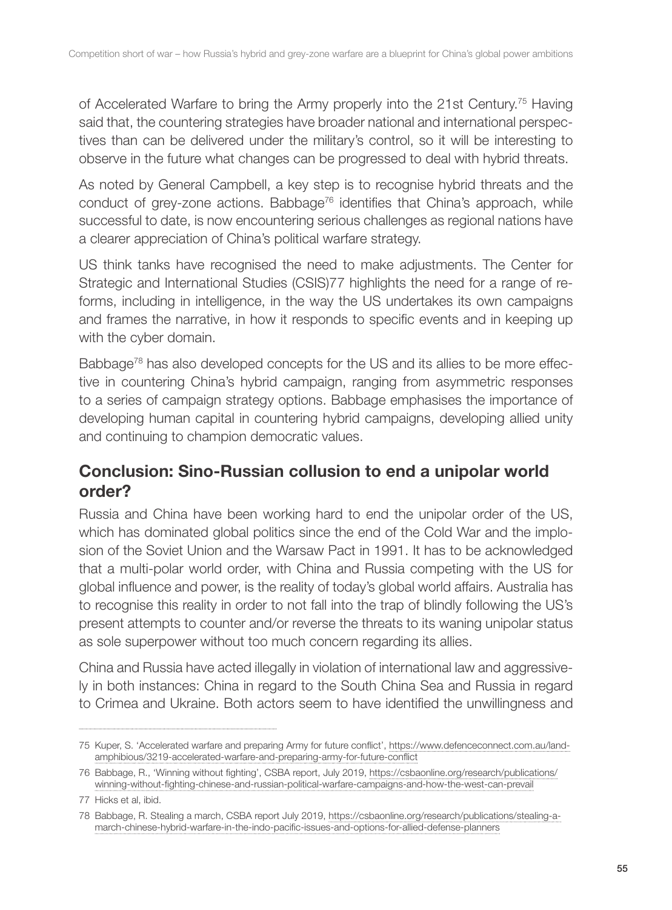of Accelerated Warfare to bring the Army properly into the 21st Century.[75] Having said that, the countering strategies have broader national and international perspectives than can be delivered under the military's control, so it will be interesting to observe in the future what changes can be progressed to deal with hybrid threats.

As noted by General Campbell, a key step is to recognise hybrid threats and the conduct of grey-zone actions. Babbage[76] identifies that China's approach, while successful to date, is now encountering serious challenges as regional nations have a clearer appreciation of China's political warfare strategy.

US think tanks have recognised the need to make adjustments. The Center for Strategic and International Studies (CSIS)77 highlights the need for a range of reforms, including in intelligence, in the way the US undertakes its own campaigns and frames the narrative, in how it responds to specific events and in keeping up with the cyber domain.

Babbage[78] has also developed concepts for the US and its allies to be more effective in countering China's hybrid campaign, ranging from asymmetric responses to a series of campaign strategy options. Babbage emphasises the importance of developing human capital in countering hybrid campaigns, developing allied unity and continuing to champion democratic values.

## Conclusion: Sino-Russian collusion to end a unipolar world order?

Russia and China have been working hard to end the unipolar order of the US, which has dominated global politics since the end of the Cold War and the implosion of the Soviet Union and the Warsaw Pact in 1991. It has to be acknowledged that a multi-polar world order, with China and Russia competing with the US for global influence and power, is the reality of today's global world affairs. Australia has to recognise this reality in order to not fall into the trap of blindly following the US's present attempts to counter and/or reverse the threats to its waning unipolar status as sole superpower without too much concern regarding its allies.

China and Russia have acted illegally in violation of international law and aggressively in both instances: China in regard to the South China Sea and Russia in regard to Crimea and Ukraine. Both actors seem to have identified the unwillingness and

---

75 Kuper, S. 'Accelerated warfare and preparing Army for future conflict', https://www.defenceconnect.com.au/land-amphibious/3219-accelerated-warfare-and-preparing-army-for-future-conflict

76 Babbage, R., 'Winning without fighting', CSBA report, July 2019, https://csbaonline.org/research/publications/winning-without-fighting-chinese-and-russian-political-warfare-campaigns-and-how-the-west-can-prevail

77 Hicks et al, ibid.

78 Babbage, R. Stealing a march, CSBA report July 2019, https://csbaonline.org/research/publications/stealing-a-march-chinese-hybrid-warfare-in-the-indo-pacific-issues-and-options-for-allied-defense-planners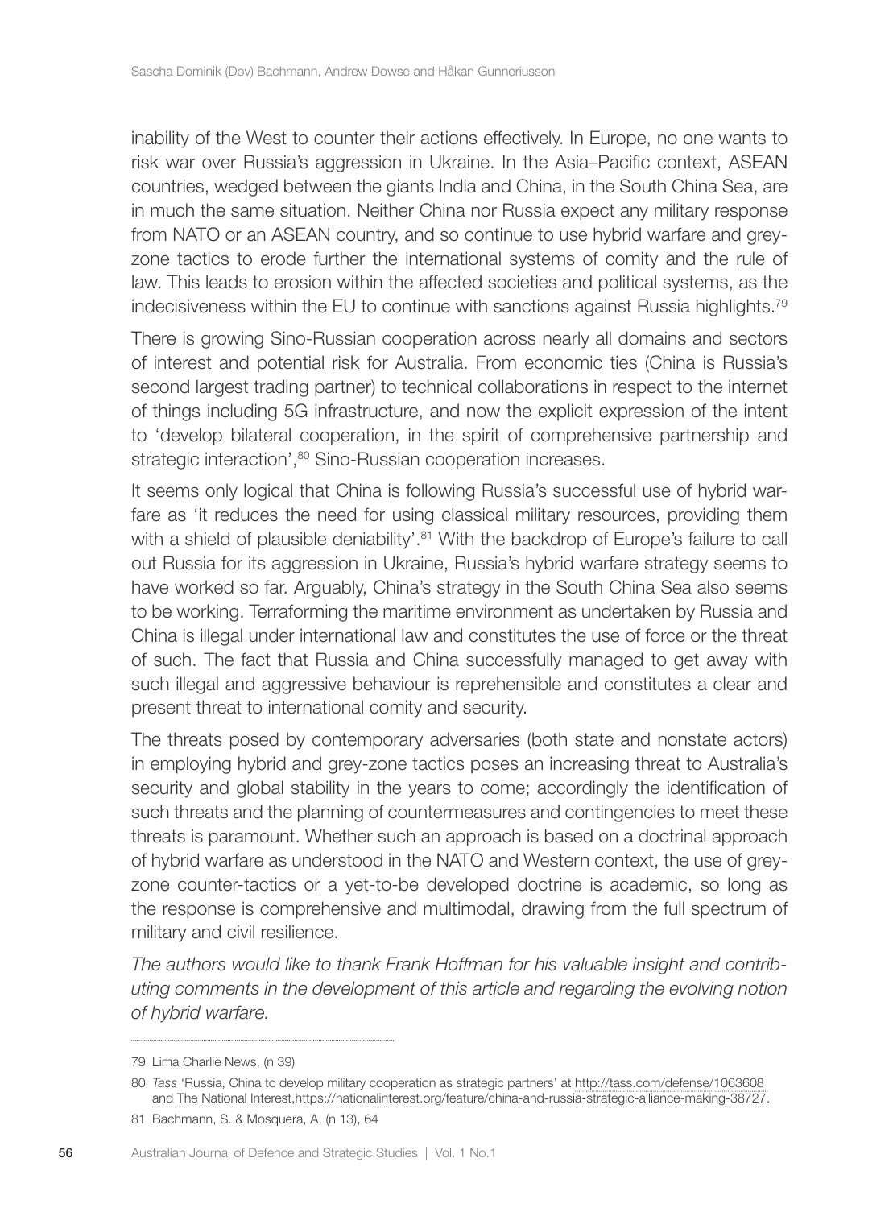inability of the West to counter their actions effectively. In Europe, no one wants to risk war over Russia's aggression in Ukraine. In the Asia–Pacific context, ASEAN countries, wedged between the giants India and China, in the South China Sea, are in much the same situation. Neither China nor Russia expect any military response from NATO or an ASEAN country, and so continue to use hybrid warfare and grey-zone tactics to erode further the international systems of comity and the rule of law. This leads to erosion within the affected societies and political systems, as the indecisiveness within the EU to continue with sanctions against Russia highlights.[79]

There is growing Sino-Russian cooperation across nearly all domains and sectors of interest and potential risk for Australia. From economic ties (China is Russia's second largest trading partner) to technical collaborations in respect to the internet of things including 5G infrastructure, and now the explicit expression of the intent to 'develop bilateral cooperation, in the spirit of comprehensive partnership and strategic interaction',[80] Sino-Russian cooperation increases.

It seems only logical that China is following Russia's successful use of hybrid warfare as 'it reduces the need for using classical military resources, providing them with a shield of plausible deniability'.[81] With the backdrop of Europe's failure to call out Russia for its aggression in Ukraine, Russia's hybrid warfare strategy seems to have worked so far. Arguably, China's strategy in the South China Sea also seems to be working. Terraforming the maritime environment as undertaken by Russia and China is illegal under international law and constitutes the use of force or the threat of such. The fact that Russia and China successfully managed to get away with such illegal and aggressive behaviour is reprehensible and constitutes a clear and present threat to international comity and security.

The threats posed by contemporary adversaries (both state and nonstate actors) in employing hybrid and grey-zone tactics poses an increasing threat to Australia's security and global stability in the years to come; accordingly the identification of such threats and the planning of countermeasures and contingencies to meet these threats is paramount. Whether such an approach is based on a doctrinal approach of hybrid warfare as understood in the NATO and Western context, the use of grey-zone counter-tactics or a yet-to-be developed doctrine is academic, so long as the response is comprehensive and multimodal, drawing from the full spectrum of military and civil resilience.

*The authors would like to thank Frank Hoffman for his valuable insight and contributing comments in the development of this article and regarding the evolving notion of hybrid warfare.*

---

79 Lima Charlie News, (n 39)

80 *Tass* 'Russia, China to develop military cooperation as strategic partners' at http://tass.com/defense/1063608 and The National Interest,https://nationalinterest.org/feature/china-and-russia-strategic-alliance-making-38727.

81 Bachmann, S. & Mosquera, A. (n 13), 64